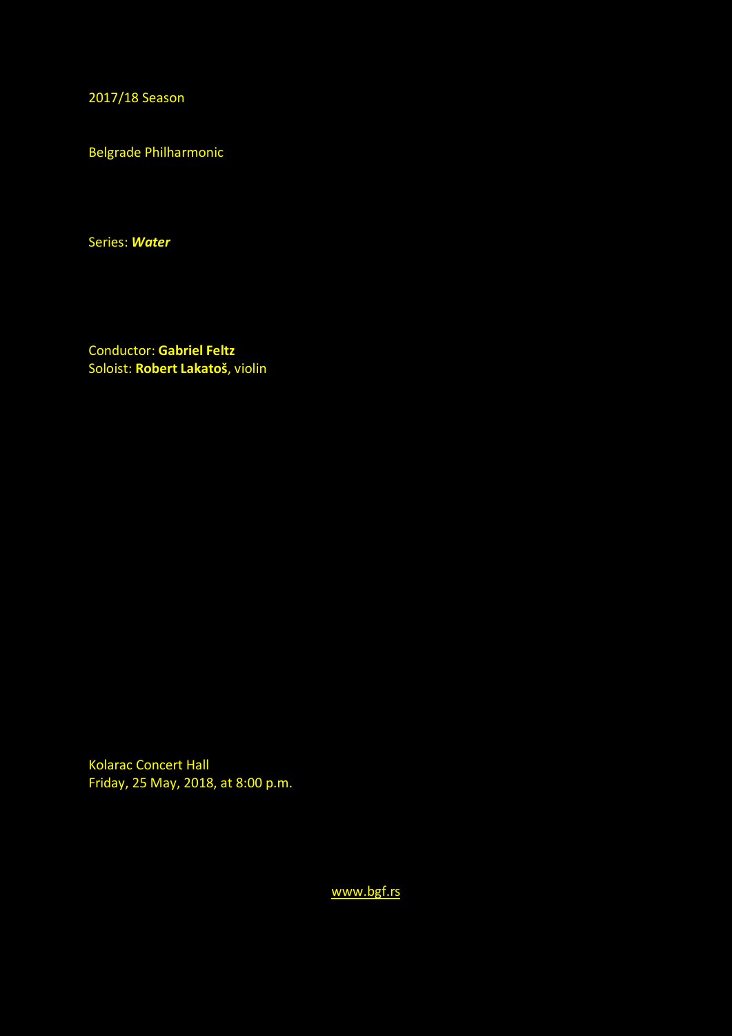2017/18 Season

Belgrade Philharmonic

Series: ***Water***

Conductor: **Gabriel Feltz**
Soloist: **Robert Lakatoš**, violin

Kolarac Concert Hall
Friday, 25 May, 2018, at 8:00 p.m.

www.bgf.rs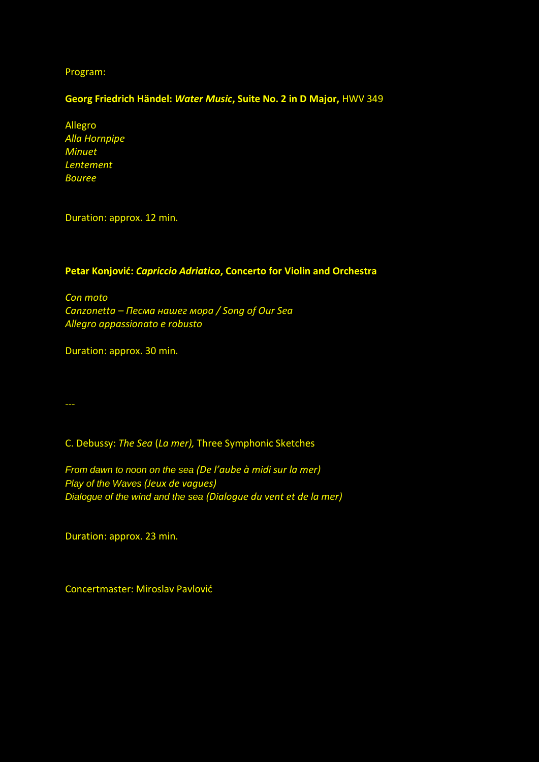Program:

**Georg Friedrich Händel: *Water Music*, Suite No. 2 in D Major,** HWV 349

Allegro
*Alla Hornpipe*
*Minuet*
*Lentement*
*Bouree*

Duration: approx. 12 min.

**Petar Konjović: *Capriccio Adriatico*, Concerto for Violin and Orchestra**

*Con moto*
*Canzonetta – Песма нашег мора / Song of Our Sea*
*Allegro appassionato e robusto*

Duration: approx. 30 min.

---

C. Debussy: *The Sea* (*La mer),* Three Symphonic Sketches

*From dawn to noon on the sea (De l'aube à midi sur la mer)*
*Play of the Waves (Jeux de vagues)*
*Dialogue of the wind and the sea (Dialogue du vent et de la mer)*

Duration: approx. 23 min.

Concertmaster: Miroslav Pavlović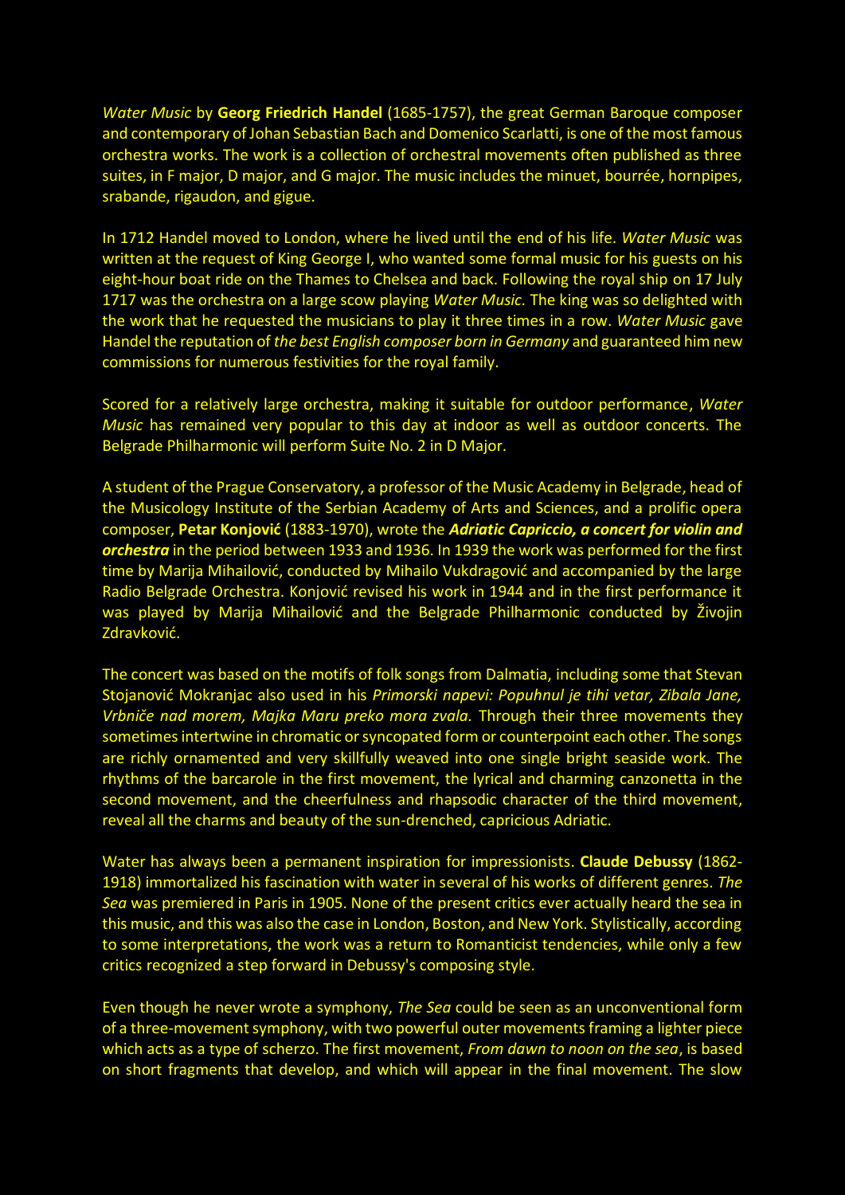*Water Music* by **Georg Friedrich Handel** (1685-1757), the great German Baroque composer and contemporary of Johan Sebastian Bach and Domenico Scarlatti, is one of the most famous orchestra works. The work is a collection of orchestral movements often published as three suites, in F major, D major, and G major. The music includes the minuet, bourrée, hornpipes, srabande, rigaudon, and gigue.

In 1712 Handel moved to London, where he lived until the end of his life. *Water Music* was written at the request of King George I, who wanted some formal music for his guests on his eight-hour boat ride on the Thames to Chelsea and back. Following the royal ship on 17 July 1717 was the orchestra on a large scow playing *Water Music.* The king was so delighted with the work that he requested the musicians to play it three times in a row. *Water Music* gave Handel the reputation of *the best English composer born in Germany* and guaranteed him new commissions for numerous festivities for the royal family.

Scored for a relatively large orchestra, making it suitable for outdoor performance, *Water Music* has remained very popular to this day at indoor as well as outdoor concerts. The Belgrade Philharmonic will perform Suite No. 2 in D Major.

A student of the Prague Conservatory, a professor of the Music Academy in Belgrade, head of the Musicology Institute of the Serbian Academy of Arts and Sciences, and a prolific opera composer, **Petar Konjović** (1883-1970), wrote the ***Adriatic Capriccio, a concert for violin and orchestra*** in the period between 1933 and 1936. In 1939 the work was performed for the first time by Marija Mihailović, conducted by Mihailo Vukdragović and accompanied by the large Radio Belgrade Orchestra. Konjović revised his work in 1944 and in the first performance it was played by Marija Mihailović and the Belgrade Philharmonic conducted by Živojin Zdravković.

The concert was based on the motifs of folk songs from Dalmatia, including some that Stevan Stojanović Mokranjac also used in his *Primorski napevi: Popuhnul je tihi vetar, Zibala Jane, Vrbniče nad morem, Majka Maru preko mora zvala.* Through their three movements they sometimes intertwine in chromatic or syncopated form or counterpoint each other. The songs are richly ornamented and very skillfully weaved into one single bright seaside work. The rhythms of the barcarole in the first movement, the lyrical and charming canzonetta in the second movement, and the cheerfulness and rhapsodic character of the third movement, reveal all the charms and beauty of the sun-drenched, capricious Adriatic.

Water has always been a permanent inspiration for impressionists. **Claude Debussy** (1862-1918) immortalized his fascination with water in several of his works of different genres. *The Sea* was premiered in Paris in 1905. None of the present critics ever actually heard the sea in this music, and this was also the case in London, Boston, and New York. Stylistically, according to some interpretations, the work was a return to Romanticist tendencies, while only a few critics recognized a step forward in Debussy's composing style.

Even though he never wrote a symphony, *The Sea* could be seen as an unconventional form of a three-movement symphony, with two powerful outer movements framing a lighter piece which acts as a type of scherzo. The first movement, *From dawn to noon on the sea*, is based on short fragments that develop, and which will appear in the final movement. The slow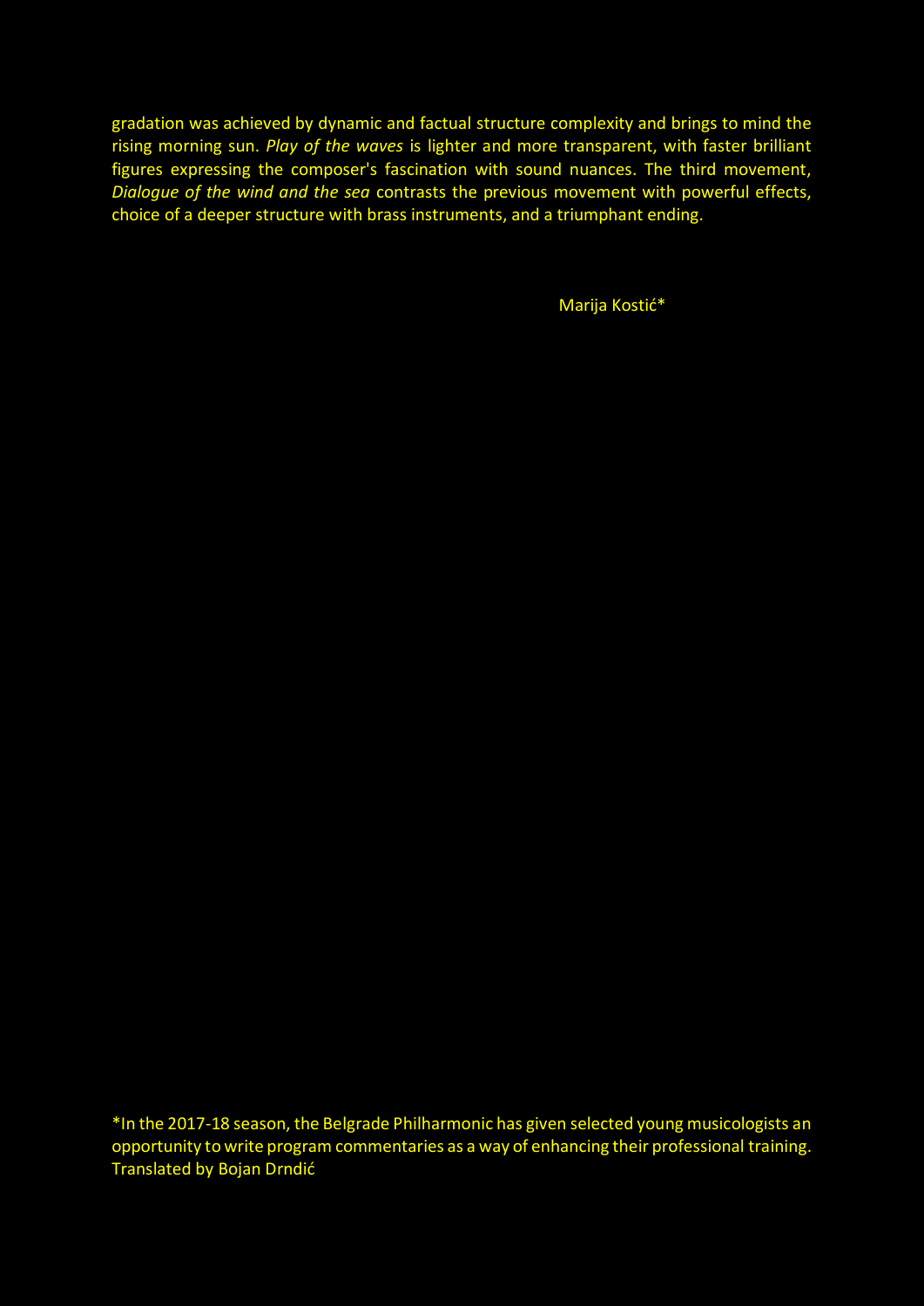gradation was achieved by dynamic and factual structure complexity and brings to mind the rising morning sun. *Play of the waves* is lighter and more transparent, with faster brilliant figures expressing the composer's fascination with sound nuances. The third movement, *Dialogue of the wind and the sea* contrasts the previous movement with powerful effects, choice of a deeper structure with brass instruments, and a triumphant ending.

Marija Kostić*

*In the 2017-18 season, the Belgrade Philharmonic has given selected young musicologists an opportunity to write program commentaries as a way of enhancing their professional training.
Translated by Bojan Drndić